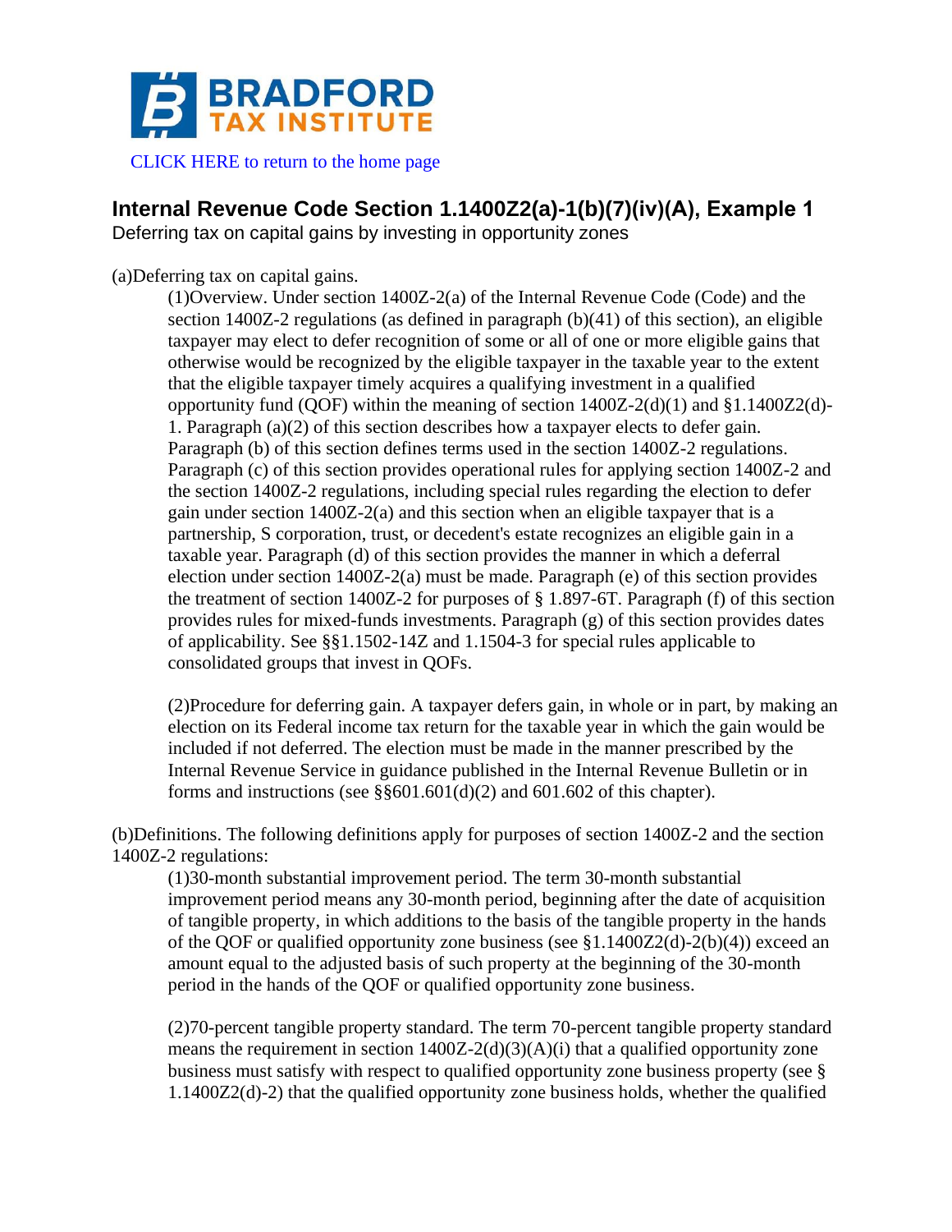BRADFORD TAX INSTITUTE

CLICK HERE to return to the home page

## Internal Revenue Code Section 1.1400Z2(a)-1(b)(7)(iv)(A), Example 1

Deferring tax on capital gains by investing in opportunity zones

(a)Deferring tax on capital gains.

(1)Overview. Under section 1400Z-2(a) of the Internal Revenue Code (Code) and the section 1400Z-2 regulations (as defined in paragraph (b)(41) of this section), an eligible taxpayer may elect to defer recognition of some or all of one or more eligible gains that otherwise would be recognized by the eligible taxpayer in the taxable year to the extent that the eligible taxpayer timely acquires a qualifying investment in a qualified opportunity fund (QOF) within the meaning of section 1400Z-2(d)(1) and §1.1400Z2(d)-1. Paragraph (a)(2) of this section describes how a taxpayer elects to defer gain. Paragraph (b) of this section defines terms used in the section 1400Z-2 regulations. Paragraph (c) of this section provides operational rules for applying section 1400Z-2 and the section 1400Z-2 regulations, including special rules regarding the election to defer gain under section 1400Z-2(a) and this section when an eligible taxpayer that is a partnership, S corporation, trust, or decedent's estate recognizes an eligible gain in a taxable year. Paragraph (d) of this section provides the manner in which a deferral election under section 1400Z-2(a) must be made. Paragraph (e) of this section provides the treatment of section 1400Z-2 for purposes of § 1.897-6T. Paragraph (f) of this section provides rules for mixed-funds investments. Paragraph (g) of this section provides dates of applicability. See §§1.1502-14Z and 1.1504-3 for special rules applicable to consolidated groups that invest in QOFs.

(2)Procedure for deferring gain. A taxpayer defers gain, in whole or in part, by making an election on its Federal income tax return for the taxable year in which the gain would be included if not deferred. The election must be made in the manner prescribed by the Internal Revenue Service in guidance published in the Internal Revenue Bulletin or in forms and instructions (see §§601.601(d)(2) and 601.602 of this chapter).

(b)Definitions. The following definitions apply for purposes of section 1400Z-2 and the section 1400Z-2 regulations:

(1)30-month substantial improvement period. The term 30-month substantial improvement period means any 30-month period, beginning after the date of acquisition of tangible property, in which additions to the basis of the tangible property in the hands of the QOF or qualified opportunity zone business (see §1.1400Z2(d)-2(b)(4)) exceed an amount equal to the adjusted basis of such property at the beginning of the 30-month period in the hands of the QOF or qualified opportunity zone business.

(2)70-percent tangible property standard. The term 70-percent tangible property standard means the requirement in section 1400Z-2(d)(3)(A)(i) that a qualified opportunity zone business must satisfy with respect to qualified opportunity zone business property (see § 1.1400Z2(d)-2) that the qualified opportunity zone business holds, whether the qualified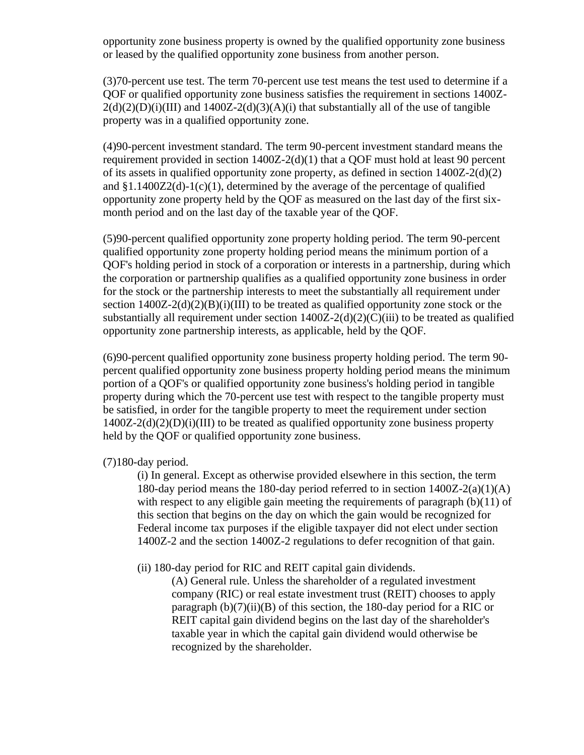opportunity zone business property is owned by the qualified opportunity zone business or leased by the qualified opportunity zone business from another person.

(3)70-percent use test. The term 70-percent use test means the test used to determine if a QOF or qualified opportunity zone business satisfies the requirement in sections 1400Z-2(d)(2)(D)(i)(III) and 1400Z-2(d)(3)(A)(i) that substantially all of the use of tangible property was in a qualified opportunity zone.

(4)90-percent investment standard. The term 90-percent investment standard means the requirement provided in section 1400Z-2(d)(1) that a QOF must hold at least 90 percent of its assets in qualified opportunity zone property, as defined in section 1400Z-2(d)(2) and §1.1400Z2(d)-1(c)(1), determined by the average of the percentage of qualified opportunity zone property held by the QOF as measured on the last day of the first six-month period and on the last day of the taxable year of the QOF.

(5)90-percent qualified opportunity zone property holding period. The term 90-percent qualified opportunity zone property holding period means the minimum portion of a QOF's holding period in stock of a corporation or interests in a partnership, during which the corporation or partnership qualifies as a qualified opportunity zone business in order for the stock or the partnership interests to meet the substantially all requirement under section 1400Z-2(d)(2)(B)(i)(III) to be treated as qualified opportunity zone stock or the substantially all requirement under section 1400Z-2(d)(2)(C)(iii) to be treated as qualified opportunity zone partnership interests, as applicable, held by the QOF.

(6)90-percent qualified opportunity zone business property holding period. The term 90-percent qualified opportunity zone business property holding period means the minimum portion of a QOF's or qualified opportunity zone business's holding period in tangible property during which the 70-percent use test with respect to the tangible property must be satisfied, in order for the tangible property to meet the requirement under section 1400Z-2(d)(2)(D)(i)(III) to be treated as qualified opportunity zone business property held by the QOF or qualified opportunity zone business.

(7)180-day period.

(i) In general. Except as otherwise provided elsewhere in this section, the term 180-day period means the 180-day period referred to in section 1400Z-2(a)(1)(A) with respect to any eligible gain meeting the requirements of paragraph (b)(11) of this section that begins on the day on which the gain would be recognized for Federal income tax purposes if the eligible taxpayer did not elect under section 1400Z-2 and the section 1400Z-2 regulations to defer recognition of that gain.

(ii) 180-day period for RIC and REIT capital gain dividends.

(A) General rule. Unless the shareholder of a regulated investment company (RIC) or real estate investment trust (REIT) chooses to apply paragraph (b)(7)(ii)(B) of this section, the 180-day period for a RIC or REIT capital gain dividend begins on the last day of the shareholder's taxable year in which the capital gain dividend would otherwise be recognized by the shareholder.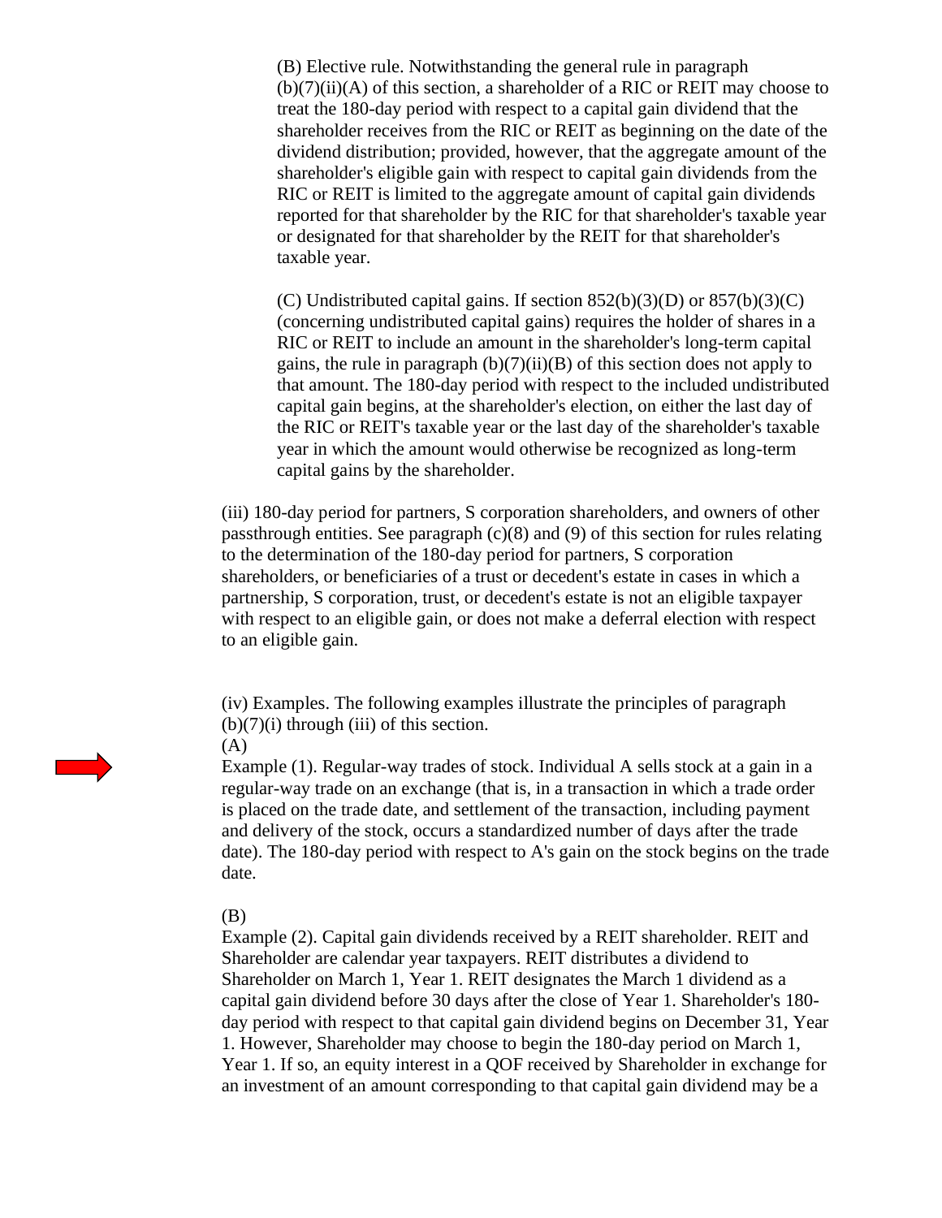(B) Elective rule. Notwithstanding the general rule in paragraph (b)(7)(ii)(A) of this section, a shareholder of a RIC or REIT may choose to treat the 180-day period with respect to a capital gain dividend that the shareholder receives from the RIC or REIT as beginning on the date of the dividend distribution; provided, however, that the aggregate amount of the shareholder's eligible gain with respect to capital gain dividends from the RIC or REIT is limited to the aggregate amount of capital gain dividends reported for that shareholder by the RIC for that shareholder's taxable year or designated for that shareholder by the REIT for that shareholder's taxable year.

(C) Undistributed capital gains. If section 852(b)(3)(D) or 857(b)(3)(C) (concerning undistributed capital gains) requires the holder of shares in a RIC or REIT to include an amount in the shareholder's long-term capital gains, the rule in paragraph (b)(7)(ii)(B) of this section does not apply to that amount. The 180-day period with respect to the included undistributed capital gain begins, at the shareholder's election, on either the last day of the RIC or REIT's taxable year or the last day of the shareholder's taxable year in which the amount would otherwise be recognized as long-term capital gains by the shareholder.

(iii) 180-day period for partners, S corporation shareholders, and owners of other passthrough entities. See paragraph (c)(8) and (9) of this section for rules relating to the determination of the 180-day period for partners, S corporation shareholders, or beneficiaries of a trust or decedent's estate in cases in which a partnership, S corporation, trust, or decedent's estate is not an eligible taxpayer with respect to an eligible gain, or does not make a deferral election with respect to an eligible gain.

(iv) Examples. The following examples illustrate the principles of paragraph (b)(7)(i) through (iii) of this section.

(A)

Example (1). Regular-way trades of stock. Individual A sells stock at a gain in a regular-way trade on an exchange (that is, in a transaction in which a trade order is placed on the trade date, and settlement of the transaction, including payment and delivery of the stock, occurs a standardized number of days after the trade date). The 180-day period with respect to A's gain on the stock begins on the trade date.

(B)

Example (2). Capital gain dividends received by a REIT shareholder. REIT and Shareholder are calendar year taxpayers. REIT distributes a dividend to Shareholder on March 1, Year 1. REIT designates the March 1 dividend as a capital gain dividend before 30 days after the close of Year 1. Shareholder's 180-day period with respect to that capital gain dividend begins on December 31, Year 1. However, Shareholder may choose to begin the 180-day period on March 1, Year 1. If so, an equity interest in a QOF received by Shareholder in exchange for an investment of an amount corresponding to that capital gain dividend may be a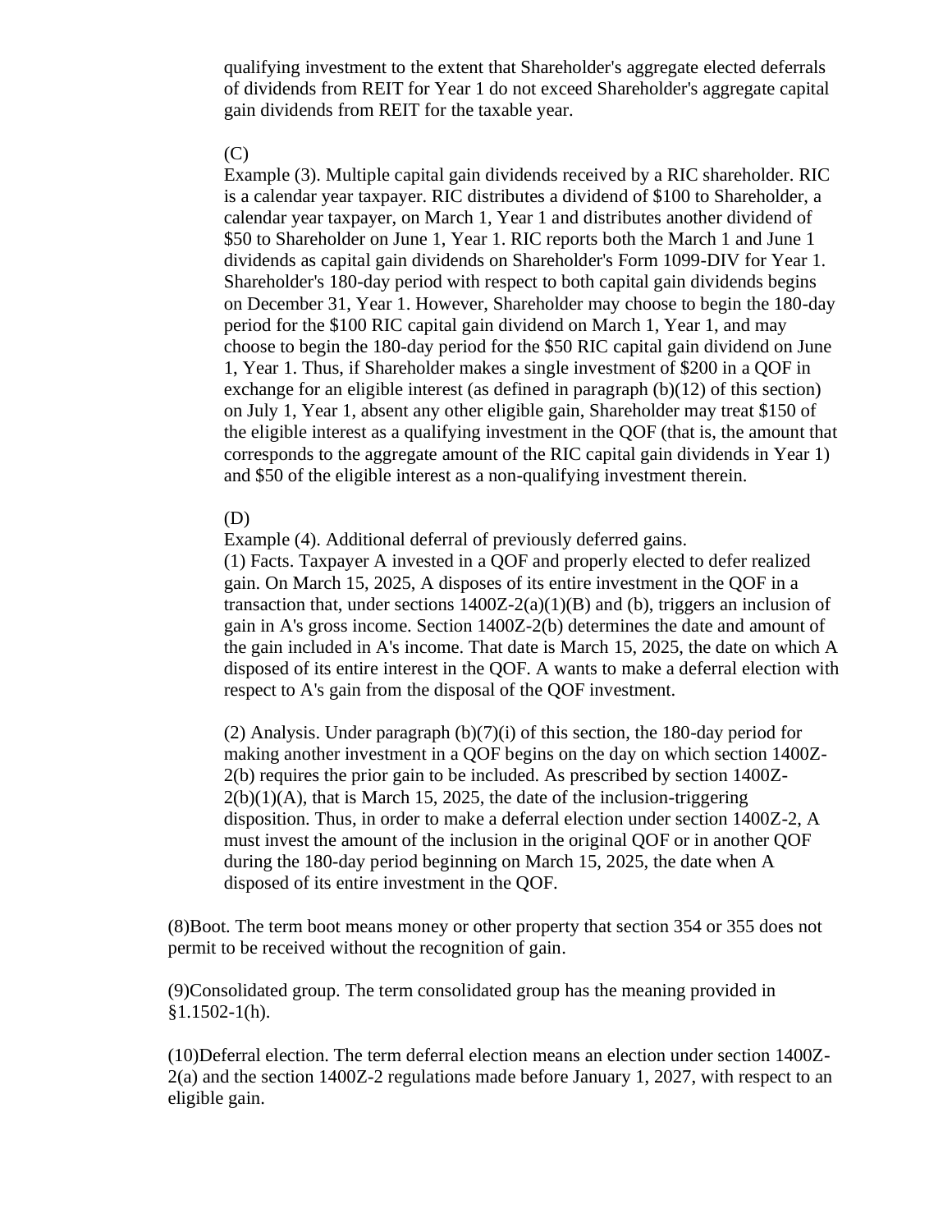qualifying investment to the extent that Shareholder's aggregate elected deferrals of dividends from REIT for Year 1 do not exceed Shareholder's aggregate capital gain dividends from REIT for the taxable year.

(C)

Example (3). Multiple capital gain dividends received by a RIC shareholder. RIC is a calendar year taxpayer. RIC distributes a dividend of $100 to Shareholder, a calendar year taxpayer, on March 1, Year 1 and distributes another dividend of $50 to Shareholder on June 1, Year 1. RIC reports both the March 1 and June 1 dividends as capital gain dividends on Shareholder's Form 1099-DIV for Year 1. Shareholder's 180-day period with respect to both capital gain dividends begins on December 31, Year 1. However, Shareholder may choose to begin the 180-day period for the $100 RIC capital gain dividend on March 1, Year 1, and may choose to begin the 180-day period for the $50 RIC capital gain dividend on June 1, Year 1. Thus, if Shareholder makes a single investment of $200 in a QOF in exchange for an eligible interest (as defined in paragraph (b)(12) of this section) on July 1, Year 1, absent any other eligible gain, Shareholder may treat $150 of the eligible interest as a qualifying investment in the QOF (that is, the amount that corresponds to the aggregate amount of the RIC capital gain dividends in Year 1) and $50 of the eligible interest as a non-qualifying investment therein.

(D)

Example (4). Additional deferral of previously deferred gains.

(1) Facts. Taxpayer A invested in a QOF and properly elected to defer realized gain. On March 15, 2025, A disposes of its entire investment in the QOF in a transaction that, under sections 1400Z-2(a)(1)(B) and (b), triggers an inclusion of gain in A's gross income. Section 1400Z-2(b) determines the date and amount of the gain included in A's income. That date is March 15, 2025, the date on which A disposed of its entire interest in the QOF. A wants to make a deferral election with respect to A's gain from the disposal of the QOF investment.

(2) Analysis. Under paragraph (b)(7)(i) of this section, the 180-day period for making another investment in a QOF begins on the day on which section 1400Z-2(b) requires the prior gain to be included. As prescribed by section 1400Z-2(b)(1)(A), that is March 15, 2025, the date of the inclusion-triggering disposition. Thus, in order to make a deferral election under section 1400Z-2, A must invest the amount of the inclusion in the original QOF or in another QOF during the 180-day period beginning on March 15, 2025, the date when A disposed of its entire investment in the QOF.

(8)Boot. The term boot means money or other property that section 354 or 355 does not permit to be received without the recognition of gain.

(9)Consolidated group. The term consolidated group has the meaning provided in §1.1502-1(h).

(10)Deferral election. The term deferral election means an election under section 1400Z-2(a) and the section 1400Z-2 regulations made before January 1, 2027, with respect to an eligible gain.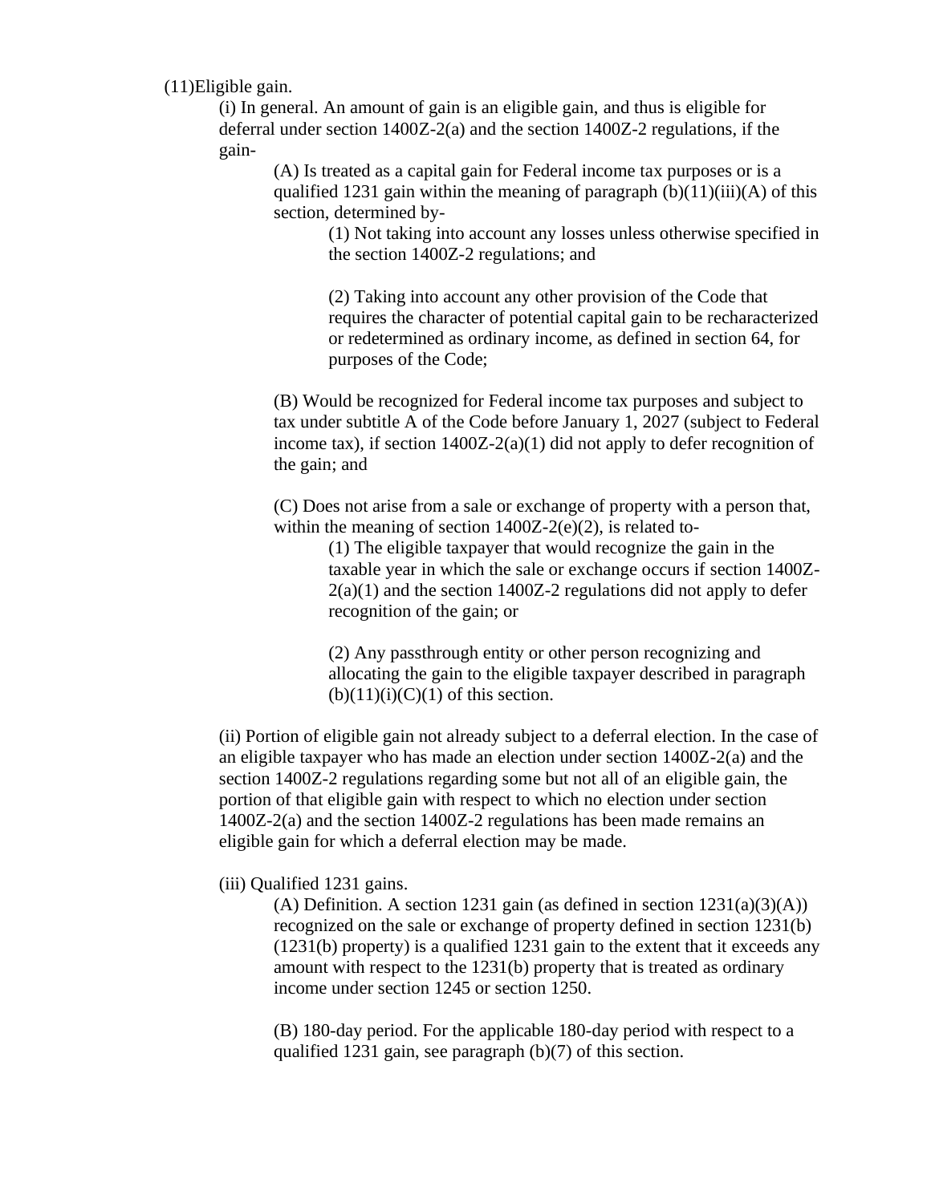(11)Eligible gain.

(i) In general. An amount of gain is an eligible gain, and thus is eligible for deferral under section 1400Z-2(a) and the section 1400Z-2 regulations, if the gain-

(A) Is treated as a capital gain for Federal income tax purposes or is a qualified 1231 gain within the meaning of paragraph (b)(11)(iii)(A) of this section, determined by-

(1) Not taking into account any losses unless otherwise specified in the section 1400Z-2 regulations; and

(2) Taking into account any other provision of the Code that requires the character of potential capital gain to be recharacterized or redetermined as ordinary income, as defined in section 64, for purposes of the Code;

(B) Would be recognized for Federal income tax purposes and subject to tax under subtitle A of the Code before January 1, 2027 (subject to Federal income tax), if section 1400Z-2(a)(1) did not apply to defer recognition of the gain; and

(C) Does not arise from a sale or exchange of property with a person that, within the meaning of section 1400Z-2(e)(2), is related to-

(1) The eligible taxpayer that would recognize the gain in the taxable year in which the sale or exchange occurs if section 1400Z-2(a)(1) and the section 1400Z-2 regulations did not apply to defer recognition of the gain; or

(2) Any passthrough entity or other person recognizing and allocating the gain to the eligible taxpayer described in paragraph (b)(11)(i)(C)(1) of this section.

(ii) Portion of eligible gain not already subject to a deferral election. In the case of an eligible taxpayer who has made an election under section 1400Z-2(a) and the section 1400Z-2 regulations regarding some but not all of an eligible gain, the portion of that eligible gain with respect to which no election under section 1400Z-2(a) and the section 1400Z-2 regulations has been made remains an eligible gain for which a deferral election may be made.

(iii) Qualified 1231 gains.

(A) Definition. A section 1231 gain (as defined in section 1231(a)(3)(A)) recognized on the sale or exchange of property defined in section 1231(b) (1231(b) property) is a qualified 1231 gain to the extent that it exceeds any amount with respect to the 1231(b) property that is treated as ordinary income under section 1245 or section 1250.

(B) 180-day period. For the applicable 180-day period with respect to a qualified 1231 gain, see paragraph (b)(7) of this section.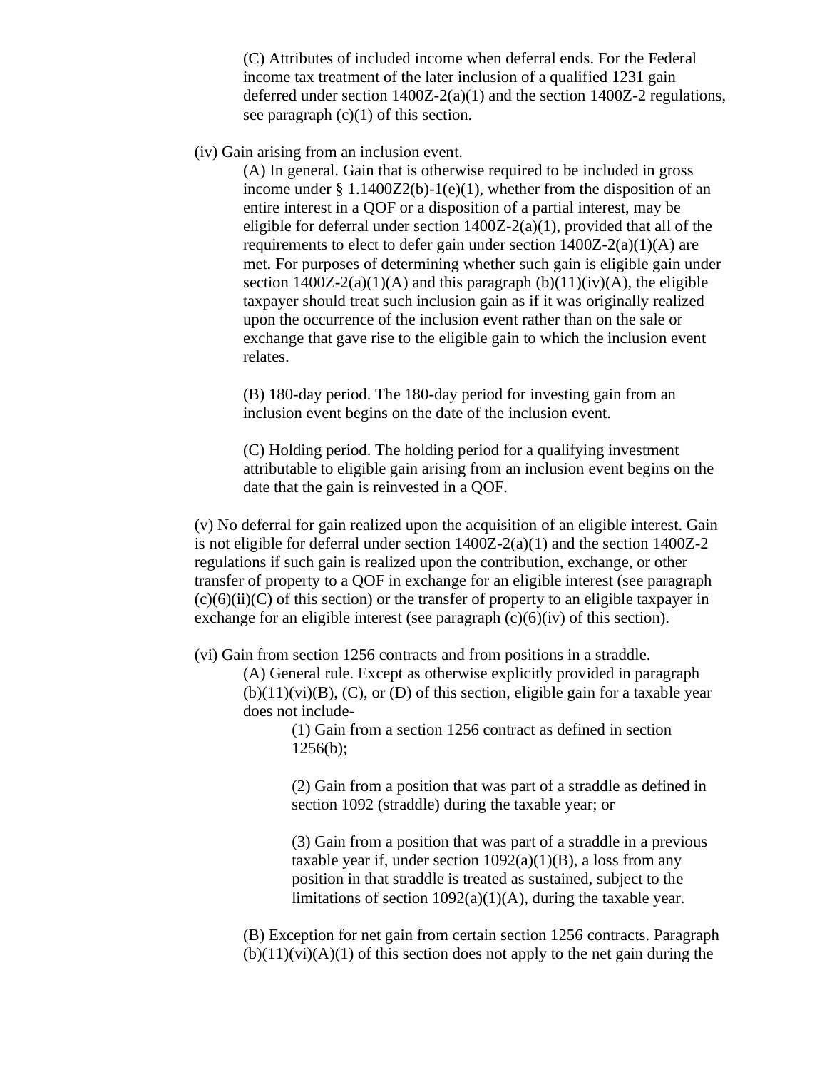(C) Attributes of included income when deferral ends. For the Federal income tax treatment of the later inclusion of a qualified 1231 gain deferred under section 1400Z-2(a)(1) and the section 1400Z-2 regulations, see paragraph (c)(1) of this section.

(iv) Gain arising from an inclusion event.

(A) In general. Gain that is otherwise required to be included in gross income under § 1.1400Z2(b)-1(e)(1), whether from the disposition of an entire interest in a QOF or a disposition of a partial interest, may be eligible for deferral under section 1400Z-2(a)(1), provided that all of the requirements to elect to defer gain under section 1400Z-2(a)(1)(A) are met. For purposes of determining whether such gain is eligible gain under section 1400Z-2(a)(1)(A) and this paragraph (b)(11)(iv)(A), the eligible taxpayer should treat such inclusion gain as if it was originally realized upon the occurrence of the inclusion event rather than on the sale or exchange that gave rise to the eligible gain to which the inclusion event relates.

(B) 180-day period. The 180-day period for investing gain from an inclusion event begins on the date of the inclusion event.

(C) Holding period. The holding period for a qualifying investment attributable to eligible gain arising from an inclusion event begins on the date that the gain is reinvested in a QOF.

(v) No deferral for gain realized upon the acquisition of an eligible interest. Gain is not eligible for deferral under section 1400Z-2(a)(1) and the section 1400Z-2 regulations if such gain is realized upon the contribution, exchange, or other transfer of property to a QOF in exchange for an eligible interest (see paragraph (c)(6)(ii)(C) of this section) or the transfer of property to an eligible taxpayer in exchange for an eligible interest (see paragraph (c)(6)(iv) of this section).

(vi) Gain from section 1256 contracts and from positions in a straddle.

(A) General rule. Except as otherwise explicitly provided in paragraph (b)(11)(vi)(B), (C), or (D) of this section, eligible gain for a taxable year does not include-

(1) Gain from a section 1256 contract as defined in section 1256(b);

(2) Gain from a position that was part of a straddle as defined in section 1092 (straddle) during the taxable year; or

(3) Gain from a position that was part of a straddle in a previous taxable year if, under section 1092(a)(1)(B), a loss from any position in that straddle is treated as sustained, subject to the limitations of section 1092(a)(1)(A), during the taxable year.

(B) Exception for net gain from certain section 1256 contracts. Paragraph (b)(11)(vi)(A)(1) of this section does not apply to the net gain during the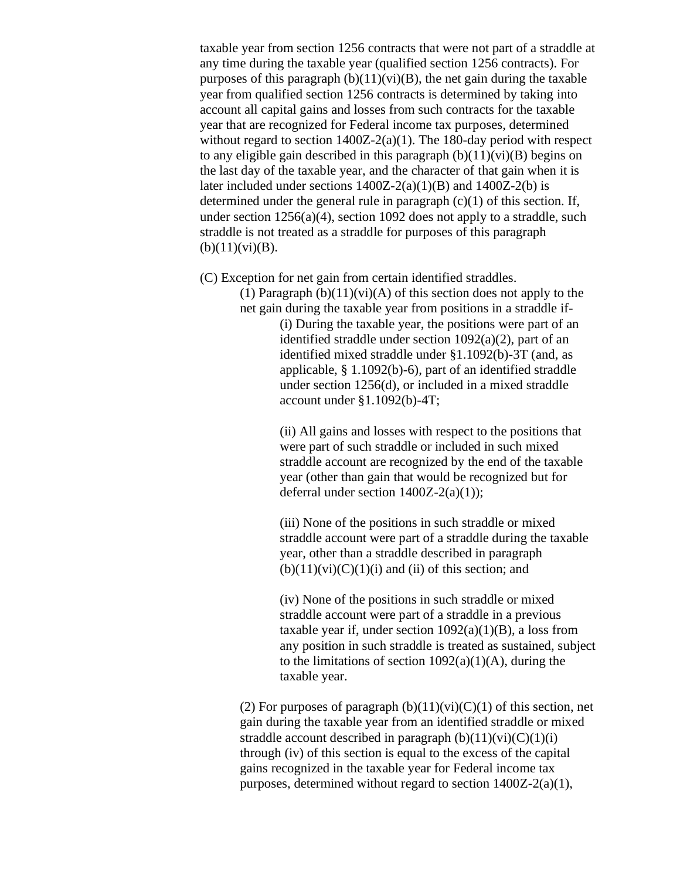taxable year from section 1256 contracts that were not part of a straddle at any time during the taxable year (qualified section 1256 contracts). For purposes of this paragraph (b)(11)(vi)(B), the net gain during the taxable year from qualified section 1256 contracts is determined by taking into account all capital gains and losses from such contracts for the taxable year that are recognized for Federal income tax purposes, determined without regard to section 1400Z-2(a)(1). The 180-day period with respect to any eligible gain described in this paragraph (b)(11)(vi)(B) begins on the last day of the taxable year, and the character of that gain when it is later included under sections 1400Z-2(a)(1)(B) and 1400Z-2(b) is determined under the general rule in paragraph (c)(1) of this section. If, under section 1256(a)(4), section 1092 does not apply to a straddle, such straddle is not treated as a straddle for purposes of this paragraph (b)(11)(vi)(B).

(C) Exception for net gain from certain identified straddles.

(1) Paragraph (b)(11)(vi)(A) of this section does not apply to the net gain during the taxable year from positions in a straddle if-

(i) During the taxable year, the positions were part of an identified straddle under section 1092(a)(2), part of an identified mixed straddle under §1.1092(b)-3T (and, as applicable, § 1.1092(b)-6), part of an identified straddle under section 1256(d), or included in a mixed straddle account under §1.1092(b)-4T;

(ii) All gains and losses with respect to the positions that were part of such straddle or included in such mixed straddle account are recognized by the end of the taxable year (other than gain that would be recognized but for deferral under section 1400Z-2(a)(1));

(iii) None of the positions in such straddle or mixed straddle account were part of a straddle during the taxable year, other than a straddle described in paragraph (b)(11)(vi)(C)(1)(i) and (ii) of this section; and

(iv) None of the positions in such straddle or mixed straddle account were part of a straddle in a previous taxable year if, under section 1092(a)(1)(B), a loss from any position in such straddle is treated as sustained, subject to the limitations of section 1092(a)(1)(A), during the taxable year.

(2) For purposes of paragraph (b)(11)(vi)(C)(1) of this section, net gain during the taxable year from an identified straddle or mixed straddle account described in paragraph (b)(11)(vi)(C)(1)(i) through (iv) of this section is equal to the excess of the capital gains recognized in the taxable year for Federal income tax purposes, determined without regard to section 1400Z-2(a)(1),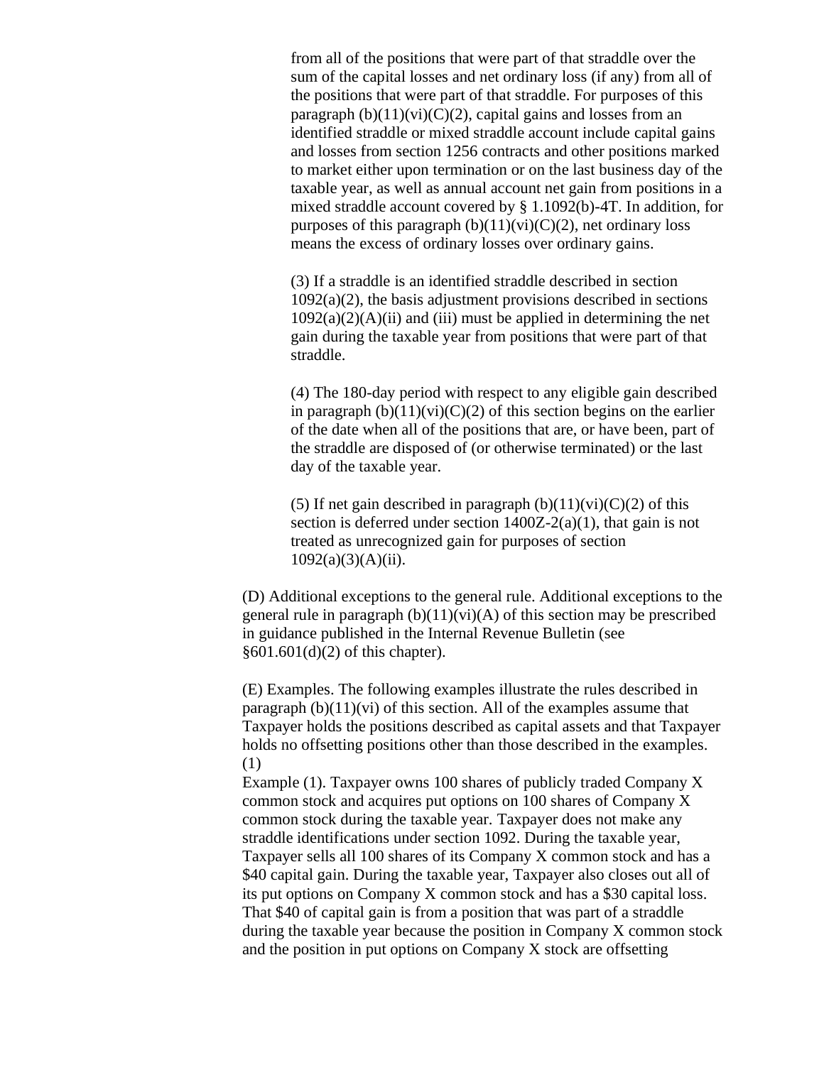from all of the positions that were part of that straddle over the sum of the capital losses and net ordinary loss (if any) from all of the positions that were part of that straddle. For purposes of this paragraph (b)(11)(vi)(C)(2), capital gains and losses from an identified straddle or mixed straddle account include capital gains and losses from section 1256 contracts and other positions marked to market either upon termination or on the last business day of the taxable year, as well as annual account net gain from positions in a mixed straddle account covered by § 1.1092(b)-4T. In addition, for purposes of this paragraph (b)(11)(vi)(C)(2), net ordinary loss means the excess of ordinary losses over ordinary gains.

(3) If a straddle is an identified straddle described in section 1092(a)(2), the basis adjustment provisions described in sections 1092(a)(2)(A)(ii) and (iii) must be applied in determining the net gain during the taxable year from positions that were part of that straddle.

(4) The 180-day period with respect to any eligible gain described in paragraph (b)(11)(vi)(C)(2) of this section begins on the earlier of the date when all of the positions that are, or have been, part of the straddle are disposed of (or otherwise terminated) or the last day of the taxable year.

(5) If net gain described in paragraph (b)(11)(vi)(C)(2) of this section is deferred under section 1400Z-2(a)(1), that gain is not treated as unrecognized gain for purposes of section 1092(a)(3)(A)(ii).

(D) Additional exceptions to the general rule. Additional exceptions to the general rule in paragraph (b)(11)(vi)(A) of this section may be prescribed in guidance published in the Internal Revenue Bulletin (see §601.601(d)(2) of this chapter).

(E) Examples. The following examples illustrate the rules described in paragraph (b)(11)(vi) of this section. All of the examples assume that Taxpayer holds the positions described as capital assets and that Taxpayer holds no offsetting positions other than those described in the examples. (1)

Example (1). Taxpayer owns 100 shares of publicly traded Company X common stock and acquires put options on 100 shares of Company X common stock during the taxable year. Taxpayer does not make any straddle identifications under section 1092. During the taxable year, Taxpayer sells all 100 shares of its Company X common stock and has a $40 capital gain. During the taxable year, Taxpayer also closes out all of its put options on Company X common stock and has a $30 capital loss. That $40 of capital gain is from a position that was part of a straddle during the taxable year because the position in Company X common stock and the position in put options on Company X stock are offsetting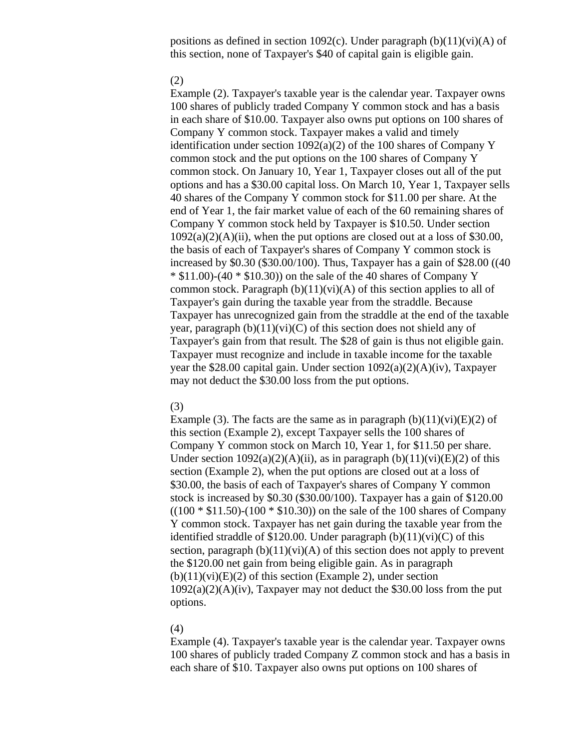positions as defined in section 1092(c). Under paragraph (b)(11)(vi)(A) of this section, none of Taxpayer's $40 of capital gain is eligible gain.

(2)

Example (2). Taxpayer's taxable year is the calendar year. Taxpayer owns 100 shares of publicly traded Company Y common stock and has a basis in each share of $10.00. Taxpayer also owns put options on 100 shares of Company Y common stock. Taxpayer makes a valid and timely identification under section 1092(a)(2) of the 100 shares of Company Y common stock and the put options on the 100 shares of Company Y common stock. On January 10, Year 1, Taxpayer closes out all of the put options and has a $30.00 capital loss. On March 10, Year 1, Taxpayer sells 40 shares of the Company Y common stock for $11.00 per share. At the end of Year 1, the fair market value of each of the 60 remaining shares of Company Y common stock held by Taxpayer is $10.50. Under section 1092(a)(2)(A)(ii), when the put options are closed out at a loss of $30.00, the basis of each of Taxpayer's shares of Company Y common stock is increased by $0.30 ($30.00/100). Thus, Taxpayer has a gain of $28.00 ((40 * $11.00)-(40 * $10.30)) on the sale of the 40 shares of Company Y common stock. Paragraph (b)(11)(vi)(A) of this section applies to all of Taxpayer's gain during the taxable year from the straddle. Because Taxpayer has unrecognized gain from the straddle at the end of the taxable year, paragraph (b)(11)(vi)(C) of this section does not shield any of Taxpayer's gain from that result. The $28 of gain is thus not eligible gain. Taxpayer must recognize and include in taxable income for the taxable year the $28.00 capital gain. Under section 1092(a)(2)(A)(iv), Taxpayer may not deduct the $30.00 loss from the put options.

(3)

Example (3). The facts are the same as in paragraph (b)(11)(vi)(E)(2) of this section (Example 2), except Taxpayer sells the 100 shares of Company Y common stock on March 10, Year 1, for $11.50 per share. Under section 1092(a)(2)(A)(ii), as in paragraph (b)(11)(vi)(E)(2) of this section (Example 2), when the put options are closed out at a loss of $30.00, the basis of each of Taxpayer's shares of Company Y common stock is increased by $0.30 ($30.00/100). Taxpayer has a gain of $120.00 ((100 * $11.50)-(100 * $10.30)) on the sale of the 100 shares of Company Y common stock. Taxpayer has net gain during the taxable year from the identified straddle of $120.00. Under paragraph (b)(11)(vi)(C) of this section, paragraph (b)(11)(vi)(A) of this section does not apply to prevent the $120.00 net gain from being eligible gain. As in paragraph (b)(11)(vi)(E)(2) of this section (Example 2), under section 1092(a)(2)(A)(iv), Taxpayer may not deduct the $30.00 loss from the put options.

(4)

Example (4). Taxpayer's taxable year is the calendar year. Taxpayer owns 100 shares of publicly traded Company Z common stock and has a basis in each share of $10. Taxpayer also owns put options on 100 shares of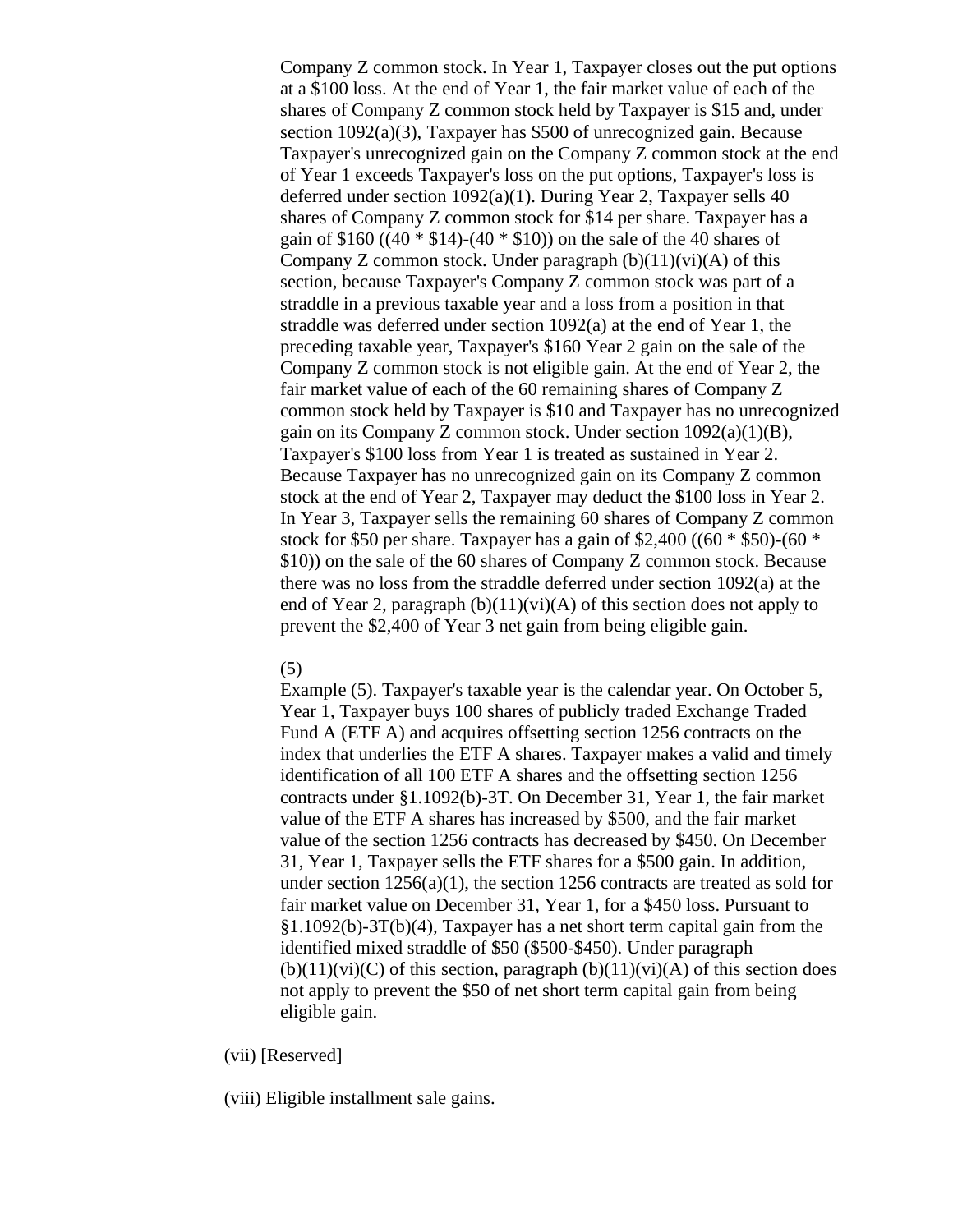Company Z common stock. In Year 1, Taxpayer closes out the put options at a $100 loss. At the end of Year 1, the fair market value of each of the shares of Company Z common stock held by Taxpayer is $15 and, under section 1092(a)(3), Taxpayer has $500 of unrecognized gain. Because Taxpayer's unrecognized gain on the Company Z common stock at the end of Year 1 exceeds Taxpayer's loss on the put options, Taxpayer's loss is deferred under section 1092(a)(1). During Year 2, Taxpayer sells 40 shares of Company Z common stock for $14 per share. Taxpayer has a gain of $160 ((40 * $14)-(40 * $10)) on the sale of the 40 shares of Company Z common stock. Under paragraph (b)(11)(vi)(A) of this section, because Taxpayer's Company Z common stock was part of a straddle in a previous taxable year and a loss from a position in that straddle was deferred under section 1092(a) at the end of Year 1, the preceding taxable year, Taxpayer's $160 Year 2 gain on the sale of the Company Z common stock is not eligible gain. At the end of Year 2, the fair market value of each of the 60 remaining shares of Company Z common stock held by Taxpayer is $10 and Taxpayer has no unrecognized gain on its Company Z common stock. Under section 1092(a)(1)(B), Taxpayer's $100 loss from Year 1 is treated as sustained in Year 2. Because Taxpayer has no unrecognized gain on its Company Z common stock at the end of Year 2, Taxpayer may deduct the $100 loss in Year 2. In Year 3, Taxpayer sells the remaining 60 shares of Company Z common stock for $50 per share. Taxpayer has a gain of $2,400 ((60 * $50)-(60 * $10)) on the sale of the 60 shares of Company Z common stock. Because there was no loss from the straddle deferred under section 1092(a) at the end of Year 2, paragraph (b)(11)(vi)(A) of this section does not apply to prevent the $2,400 of Year 3 net gain from being eligible gain.

(5)

Example (5). Taxpayer's taxable year is the calendar year. On October 5, Year 1, Taxpayer buys 100 shares of publicly traded Exchange Traded Fund A (ETF A) and acquires offsetting section 1256 contracts on the index that underlies the ETF A shares. Taxpayer makes a valid and timely identification of all 100 ETF A shares and the offsetting section 1256 contracts under §1.1092(b)-3T. On December 31, Year 1, the fair market value of the ETF A shares has increased by $500, and the fair market value of the section 1256 contracts has decreased by $450. On December 31, Year 1, Taxpayer sells the ETF shares for a $500 gain. In addition, under section 1256(a)(1), the section 1256 contracts are treated as sold for fair market value on December 31, Year 1, for a $450 loss. Pursuant to §1.1092(b)-3T(b)(4), Taxpayer has a net short term capital gain from the identified mixed straddle of $50 ($500-$450). Under paragraph (b)(11)(vi)(C) of this section, paragraph (b)(11)(vi)(A) of this section does not apply to prevent the $50 of net short term capital gain from being eligible gain.

(vii) [Reserved]

(viii) Eligible installment sale gains.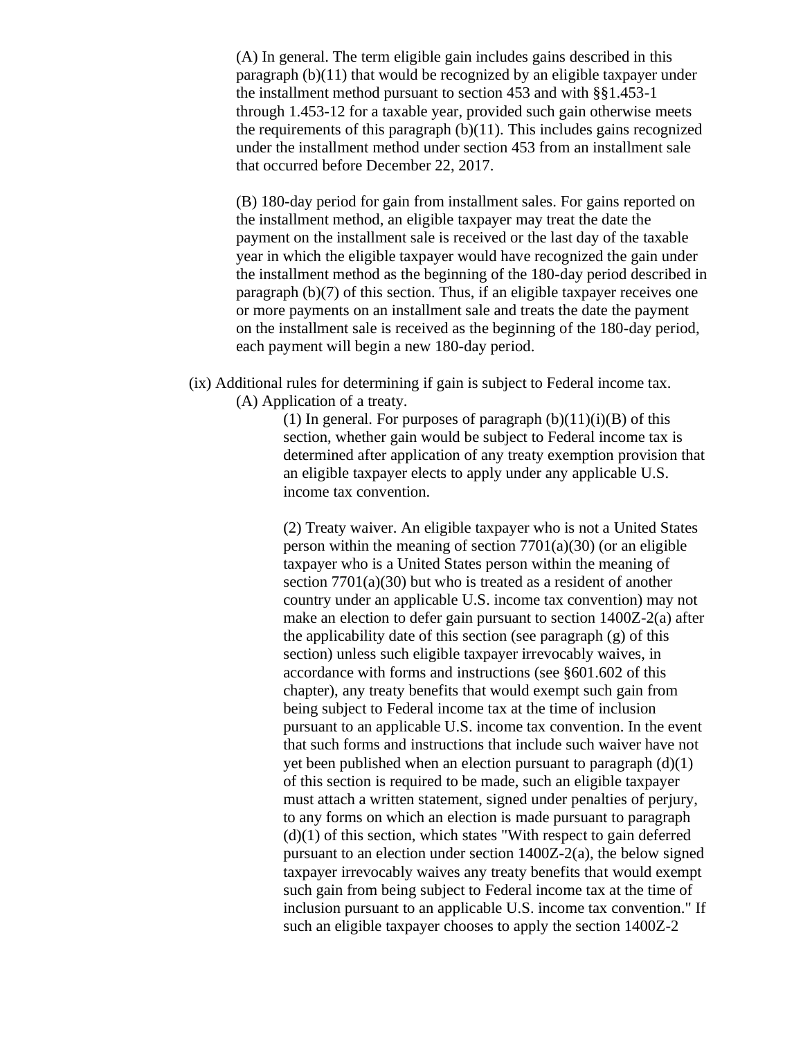(A) In general. The term eligible gain includes gains described in this paragraph (b)(11) that would be recognized by an eligible taxpayer under the installment method pursuant to section 453 and with §§1.453-1 through 1.453-12 for a taxable year, provided such gain otherwise meets the requirements of this paragraph (b)(11). This includes gains recognized under the installment method under section 453 from an installment sale that occurred before December 22, 2017.

(B) 180-day period for gain from installment sales. For gains reported on the installment method, an eligible taxpayer may treat the date the payment on the installment sale is received or the last day of the taxable year in which the eligible taxpayer would have recognized the gain under the installment method as the beginning of the 180-day period described in paragraph (b)(7) of this section. Thus, if an eligible taxpayer receives one or more payments on an installment sale and treats the date the payment on the installment sale is received as the beginning of the 180-day period, each payment will begin a new 180-day period.

(ix) Additional rules for determining if gain is subject to Federal income tax.

(A) Application of a treaty.

(1) In general. For purposes of paragraph (b)(11)(i)(B) of this section, whether gain would be subject to Federal income tax is determined after application of any treaty exemption provision that an eligible taxpayer elects to apply under any applicable U.S. income tax convention.

(2) Treaty waiver. An eligible taxpayer who is not a United States person within the meaning of section 7701(a)(30) (or an eligible taxpayer who is a United States person within the meaning of section 7701(a)(30) but who is treated as a resident of another country under an applicable U.S. income tax convention) may not make an election to defer gain pursuant to section 1400Z-2(a) after the applicability date of this section (see paragraph (g) of this section) unless such eligible taxpayer irrevocably waives, in accordance with forms and instructions (see §601.602 of this chapter), any treaty benefits that would exempt such gain from being subject to Federal income tax at the time of inclusion pursuant to an applicable U.S. income tax convention. In the event that such forms and instructions that include such waiver have not yet been published when an election pursuant to paragraph (d)(1) of this section is required to be made, such an eligible taxpayer must attach a written statement, signed under penalties of perjury, to any forms on which an election is made pursuant to paragraph (d)(1) of this section, which states "With respect to gain deferred pursuant to an election under section 1400Z-2(a), the below signed taxpayer irrevocably waives any treaty benefits that would exempt such gain from being subject to Federal income tax at the time of inclusion pursuant to an applicable U.S. income tax convention." If such an eligible taxpayer chooses to apply the section 1400Z-2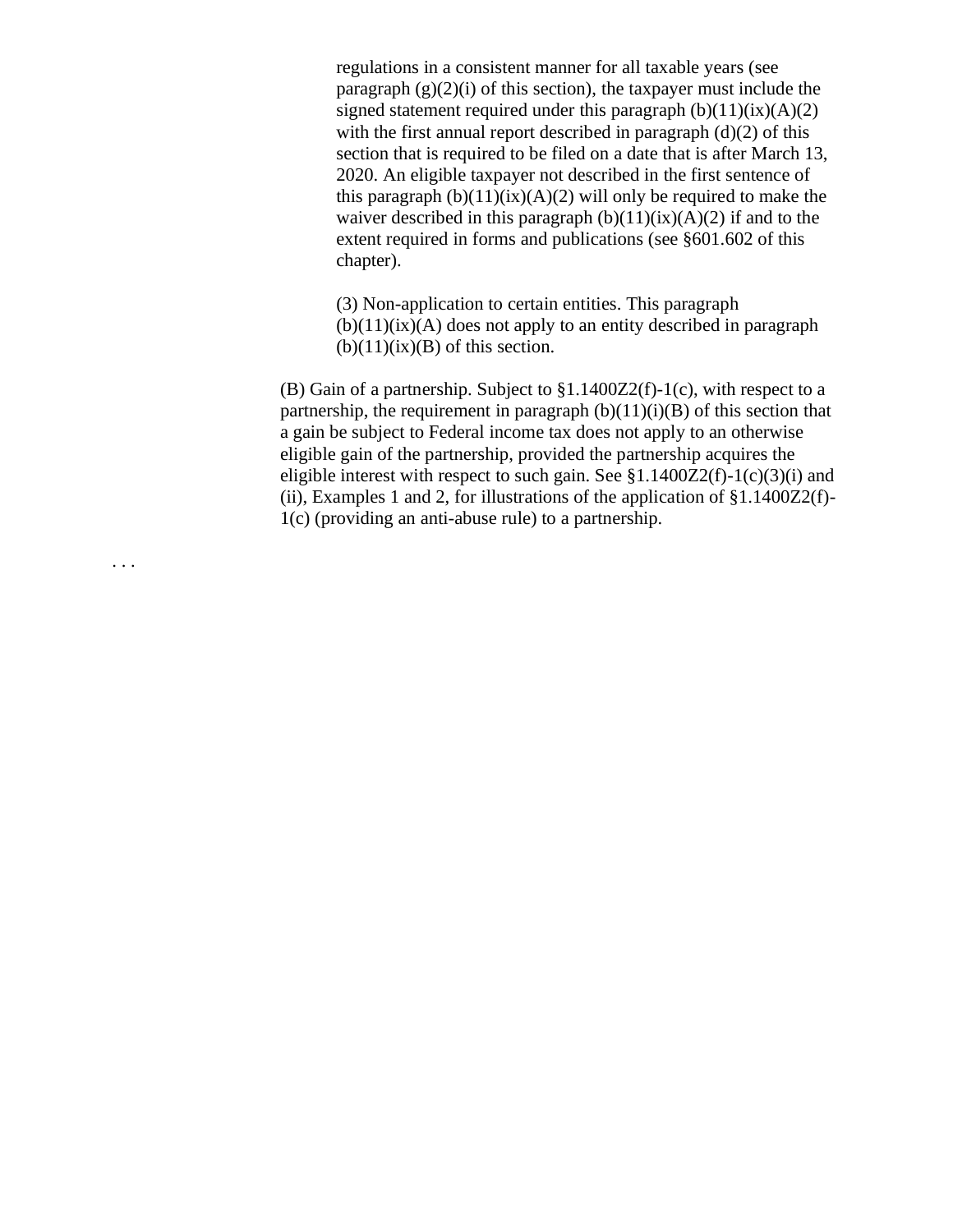regulations in a consistent manner for all taxable years (see paragraph (g)(2)(i) of this section), the taxpayer must include the signed statement required under this paragraph (b)(11)(ix)(A)(2) with the first annual report described in paragraph (d)(2) of this section that is required to be filed on a date that is after March 13, 2020. An eligible taxpayer not described in the first sentence of this paragraph (b)(11)(ix)(A)(2) will only be required to make the waiver described in this paragraph (b)(11)(ix)(A)(2) if and to the extent required in forms and publications (see §601.602 of this chapter).

(3) Non-application to certain entities. This paragraph (b)(11)(ix)(A) does not apply to an entity described in paragraph (b)(11)(ix)(B) of this section.

(B) Gain of a partnership. Subject to §1.1400Z2(f)-1(c), with respect to a partnership, the requirement in paragraph (b)(11)(i)(B) of this section that a gain be subject to Federal income tax does not apply to an otherwise eligible gain of the partnership, provided the partnership acquires the eligible interest with respect to such gain. See §1.1400Z2(f)-1(c)(3)(i) and (ii), Examples 1 and 2, for illustrations of the application of §1.1400Z2(f)-1(c) (providing an anti-abuse rule) to a partnership.

. . .